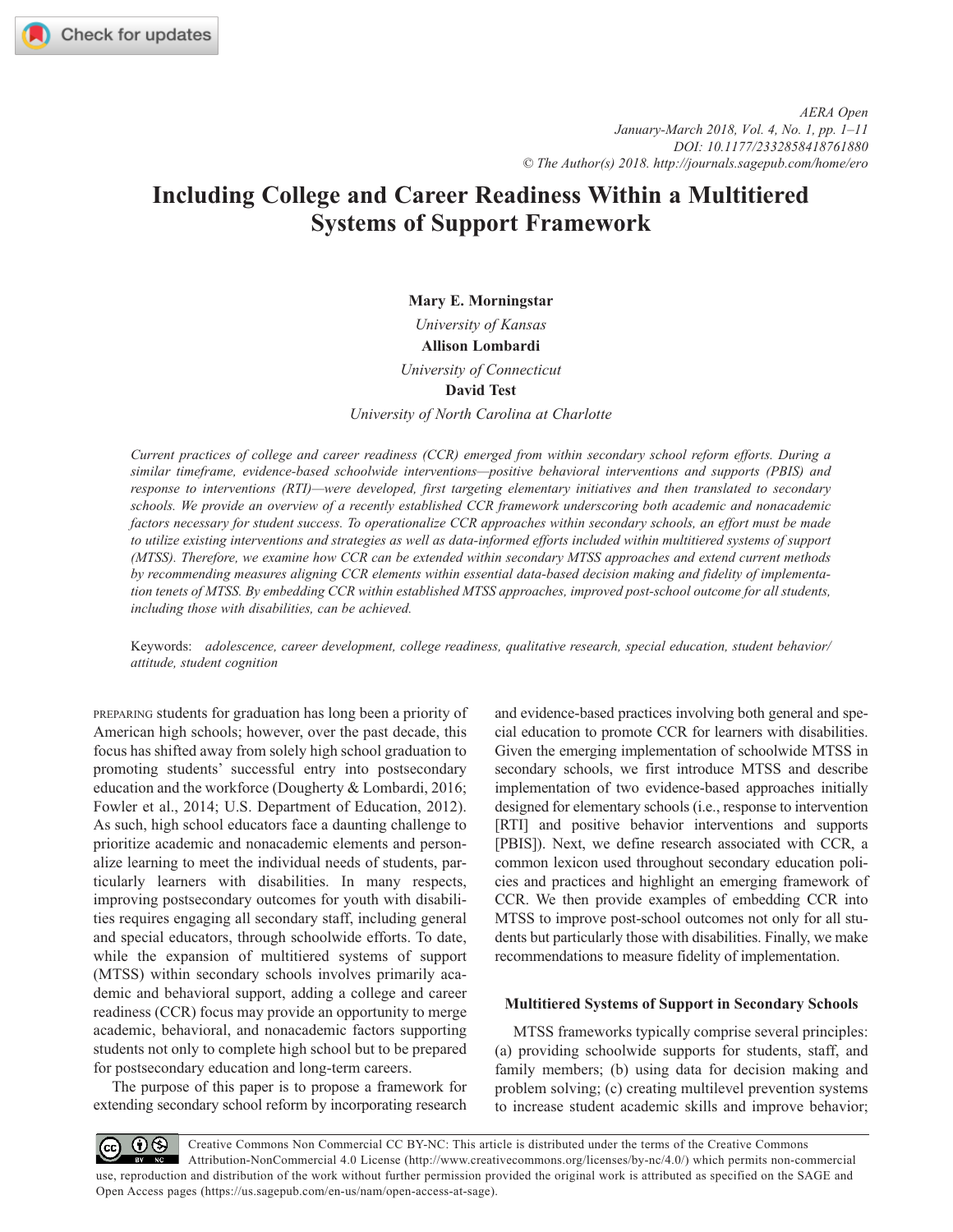# Including College and Career Readiness Within a Multitiered Systems of Support Framework

**Mary E. Morningstar**

*University of Kansas*

**Allison Lombardi**

*University of Connecticut*

**David Test**

*University of North Carolina at Charlotte*

*Current practices of college and career readiness (CCR) emerged from within secondary school reform efforts. During a similar timeframe, evidence-based schoolwide interventions—positive behavioral interventions and supports (PBIS) and response to interventions (RTI)—were developed, first targeting elementary initiatives and then translated to secondary schools. We provide an overview of a recently established CCR framework underscoring both academic and nonacademic factors necessary for student success. To operationalize CCR approaches within secondary schools, an effort must be made to utilize existing interventions and strategies as well as data-informed efforts included within multitiered systems of support (MTSS). Therefore, we examine how CCR can be extended within secondary MTSS approaches and extend current methods by recommending measures aligning CCR elements within essential data-based decision making and fidelity of implementation tenets of MTSS. By embedding CCR within established MTSS approaches, improved post-school outcome for all students, including those with disabilities, can be achieved.*

Keywords: *adolescence, career development, college readiness, qualitative research, special education, student behavior/attitude, student cognition*

Preparing students for graduation has long been a priority of American high schools; however, over the past decade, this focus has shifted away from solely high school graduation to promoting students' successful entry into postsecondary education and the workforce (Dougherty & Lombardi, 2016; Fowler et al., 2014; U.S. Department of Education, 2012). As such, high school educators face a daunting challenge to prioritize academic and nonacademic elements and personalize learning to meet the individual needs of students, particularly learners with disabilities. In many respects, improving postsecondary outcomes for youth with disabilities requires engaging all secondary staff, including general and special educators, through schoolwide efforts. To date, while the expansion of multitiered systems of support (MTSS) within secondary schools involves primarily academic and behavioral support, adding a college and career readiness (CCR) focus may provide an opportunity to merge academic, behavioral, and nonacademic factors supporting students not only to complete high school but to be prepared for postsecondary education and long-term careers.

The purpose of this paper is to propose a framework for extending secondary school reform by incorporating research and evidence-based practices involving both general and special education to promote CCR for learners with disabilities. Given the emerging implementation of schoolwide MTSS in secondary schools, we first introduce MTSS and describe implementation of two evidence-based approaches initially designed for elementary schools (i.e., response to intervention [RTI] and positive behavior interventions and supports [PBIS]). Next, we define research associated with CCR, a common lexicon used throughout secondary education policies and practices and highlight an emerging framework of CCR. We then provide examples of embedding CCR into MTSS to improve post-school outcomes not only for all students but particularly those with disabilities. Finally, we make recommendations to measure fidelity of implementation.

## Multitiered Systems of Support in Secondary Schools

MTSS frameworks typically comprise several principles: (a) providing schoolwide supports for students, staff, and family members; (b) using data for decision making and problem solving; (c) creating multilevel prevention systems to increase student academic skills and improve behavior;

Creative Commons Non Commercial CC BY-NC: This article is distributed under the terms of the Creative Commons Attribution-NonCommercial 4.0 License (http://www.creativecommons.org/licenses/by-nc/4.0/) which permits non-commercial use, reproduction and distribution of the work without further permission provided the original work is attributed as specified on the SAGE and Open Access pages (https://us.sagepub.com/en-us/nam/open-access-at-sage).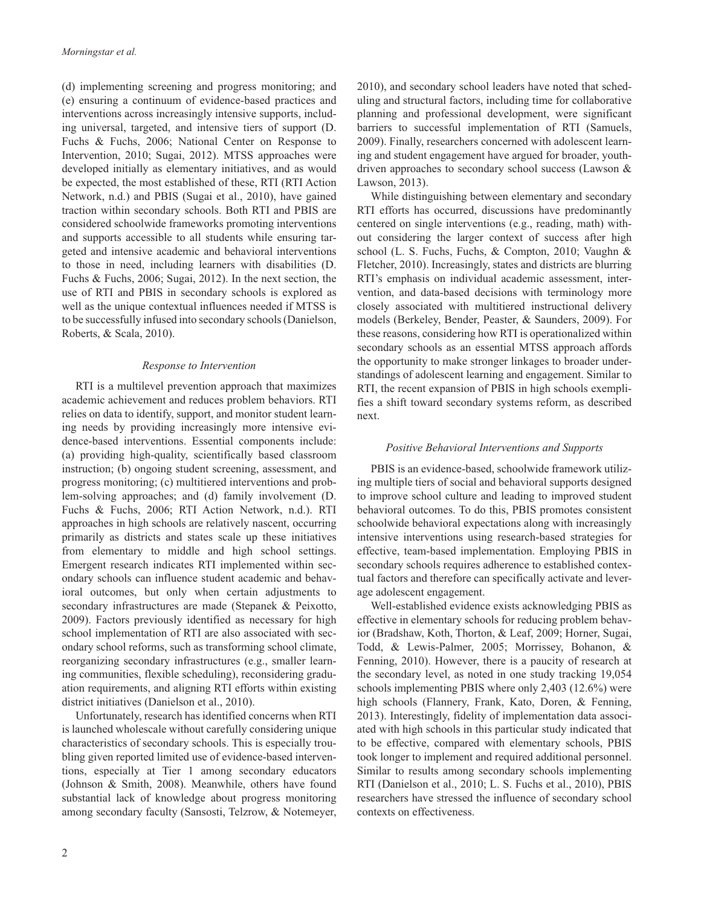(d) implementing screening and progress monitoring; and (e) ensuring a continuum of evidence-based practices and interventions across increasingly intensive supports, including universal, targeted, and intensive tiers of support (D. Fuchs & Fuchs, 2006; National Center on Response to Intervention, 2010; Sugai, 2012). MTSS approaches were developed initially as elementary initiatives, and as would be expected, the most established of these, RTI (RTI Action Network, n.d.) and PBIS (Sugai et al., 2010), have gained traction within secondary schools. Both RTI and PBIS are considered schoolwide frameworks promoting interventions and supports accessible to all students while ensuring targeted and intensive academic and behavioral interventions to those in need, including learners with disabilities (D. Fuchs & Fuchs, 2006; Sugai, 2012). In the next section, the use of RTI and PBIS in secondary schools is explored as well as the unique contextual influences needed if MTSS is to be successfully infused into secondary schools (Danielson, Roberts, & Scala, 2010).

### *Response to Intervention*

RTI is a multilevel prevention approach that maximizes academic achievement and reduces problem behaviors. RTI relies on data to identify, support, and monitor student learning needs by providing increasingly more intensive evidence-based interventions. Essential components include: (a) providing high-quality, scientifically based classroom instruction; (b) ongoing student screening, assessment, and progress monitoring; (c) multitiered interventions and problem-solving approaches; and (d) family involvement (D. Fuchs & Fuchs, 2006; RTI Action Network, n.d.). RTI approaches in high schools are relatively nascent, occurring primarily as districts and states scale up these initiatives from elementary to middle and high school settings. Emergent research indicates RTI implemented within secondary schools can influence student academic and behavioral outcomes, but only when certain adjustments to secondary infrastructures are made (Stepanek & Peixotto, 2009). Factors previously identified as necessary for high school implementation of RTI are also associated with secondary school reforms, such as transforming school climate, reorganizing secondary infrastructures (e.g., smaller learning communities, flexible scheduling), reconsidering graduation requirements, and aligning RTI efforts within existing district initiatives (Danielson et al., 2010).

Unfortunately, research has identified concerns when RTI is launched wholescale without carefully considering unique characteristics of secondary schools. This is especially troubling given reported limited use of evidence-based interventions, especially at Tier 1 among secondary educators (Johnson & Smith, 2008). Meanwhile, others have found substantial lack of knowledge about progress monitoring among secondary faculty (Sansosti, Telzrow, & Notemeyer, 2010), and secondary school leaders have noted that scheduling and structural factors, including time for collaborative planning and professional development, were significant barriers to successful implementation of RTI (Samuels, 2009). Finally, researchers concerned with adolescent learning and student engagement have argued for broader, youth-driven approaches to secondary school success (Lawson & Lawson, 2013).

While distinguishing between elementary and secondary RTI efforts has occurred, discussions have predominantly centered on single interventions (e.g., reading, math) without considering the larger context of success after high school (L. S. Fuchs, Fuchs, & Compton, 2010; Vaughn & Fletcher, 2010). Increasingly, states and districts are blurring RTI's emphasis on individual academic assessment, intervention, and data-based decisions with terminology more closely associated with multitiered instructional delivery models (Berkeley, Bender, Peaster, & Saunders, 2009). For these reasons, considering how RTI is operationalized within secondary schools as an essential MTSS approach affords the opportunity to make stronger linkages to broader understandings of adolescent learning and engagement. Similar to RTI, the recent expansion of PBIS in high schools exemplifies a shift toward secondary systems reform, as described next.

### *Positive Behavioral Interventions and Supports*

PBIS is an evidence-based, schoolwide framework utilizing multiple tiers of social and behavioral supports designed to improve school culture and leading to improved student behavioral outcomes. To do this, PBIS promotes consistent schoolwide behavioral expectations along with increasingly intensive interventions using research-based strategies for effective, team-based implementation. Employing PBIS in secondary schools requires adherence to established contextual factors and therefore can specifically activate and leverage adolescent engagement.

Well-established evidence exists acknowledging PBIS as effective in elementary schools for reducing problem behavior (Bradshaw, Koth, Thorton, & Leaf, 2009; Horner, Sugai, Todd, & Lewis-Palmer, 2005; Morrissey, Bohanon, & Fenning, 2010). However, there is a paucity of research at the secondary level, as noted in one study tracking 19,054 schools implementing PBIS where only 2,403 (12.6%) were high schools (Flannery, Frank, Kato, Doren, & Fenning, 2013). Interestingly, fidelity of implementation data associated with high schools in this particular study indicated that to be effective, compared with elementary schools, PBIS took longer to implement and required additional personnel. Similar to results among secondary schools implementing RTI (Danielson et al., 2010; L. S. Fuchs et al., 2010), PBIS researchers have stressed the influence of secondary school contexts on effectiveness.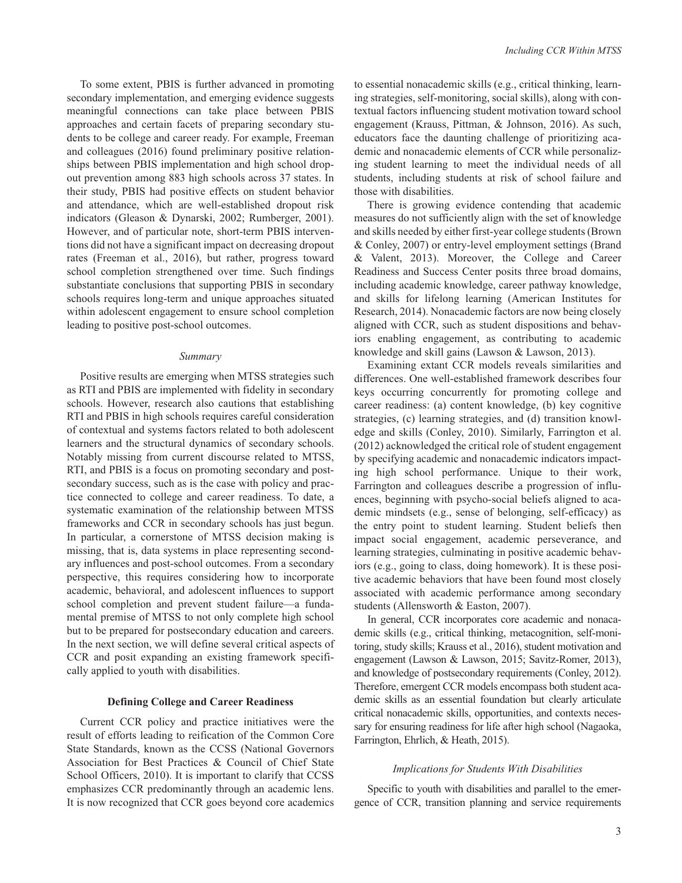To some extent, PBIS is further advanced in promoting secondary implementation, and emerging evidence suggests meaningful connections can take place between PBIS approaches and certain facets of preparing secondary students to be college and career ready. For example, Freeman and colleagues (2016) found preliminary positive relationships between PBIS implementation and high school dropout prevention among 883 high schools across 37 states. In their study, PBIS had positive effects on student behavior and attendance, which are well-established dropout risk indicators (Gleason & Dynarski, 2002; Rumberger, 2001). However, and of particular note, short-term PBIS interventions did not have a significant impact on decreasing dropout rates (Freeman et al., 2016), but rather, progress toward school completion strengthened over time. Such findings substantiate conclusions that supporting PBIS in secondary schools requires long-term and unique approaches situated within adolescent engagement to ensure school completion leading to positive post-school outcomes.

### *Summary*

Positive results are emerging when MTSS strategies such as RTI and PBIS are implemented with fidelity in secondary schools. However, research also cautions that establishing RTI and PBIS in high schools requires careful consideration of contextual and systems factors related to both adolescent learners and the structural dynamics of secondary schools. Notably missing from current discourse related to MTSS, RTI, and PBIS is a focus on promoting secondary and postsecondary success, such as is the case with policy and practice connected to college and career readiness. To date, a systematic examination of the relationship between MTSS frameworks and CCR in secondary schools has just begun. In particular, a cornerstone of MTSS decision making is missing, that is, data systems in place representing secondary influences and post-school outcomes. From a secondary perspective, this requires considering how to incorporate academic, behavioral, and adolescent influences to support school completion and prevent student failure—a fundamental premise of MTSS to not only complete high school but to be prepared for postsecondary education and careers. In the next section, we will define several critical aspects of CCR and posit expanding an existing framework specifically applied to youth with disabilities.

## Defining College and Career Readiness

Current CCR policy and practice initiatives were the result of efforts leading to reification of the Common Core State Standards, known as the CCSS (National Governors Association for Best Practices & Council of Chief State School Officers, 2010). It is important to clarify that CCSS emphasizes CCR predominantly through an academic lens. It is now recognized that CCR goes beyond core academics to essential nonacademic skills (e.g., critical thinking, learning strategies, self-monitoring, social skills), along with contextual factors influencing student motivation toward school engagement (Krauss, Pittman, & Johnson, 2016). As such, educators face the daunting challenge of prioritizing academic and nonacademic elements of CCR while personalizing student learning to meet the individual needs of all students, including students at risk of school failure and those with disabilities.

There is growing evidence contending that academic measures do not sufficiently align with the set of knowledge and skills needed by either first-year college students (Brown & Conley, 2007) or entry-level employment settings (Brand & Valent, 2013). Moreover, the College and Career Readiness and Success Center posits three broad domains, including academic knowledge, career pathway knowledge, and skills for lifelong learning (American Institutes for Research, 2014). Nonacademic factors are now being closely aligned with CCR, such as student dispositions and behaviors enabling engagement, as contributing to academic knowledge and skill gains (Lawson & Lawson, 2013).

Examining extant CCR models reveals similarities and differences. One well-established framework describes four keys occurring concurrently for promoting college and career readiness: (a) content knowledge, (b) key cognitive strategies, (c) learning strategies, and (d) transition knowledge and skills (Conley, 2010). Similarly, Farrington et al. (2012) acknowledged the critical role of student engagement by specifying academic and nonacademic indicators impacting high school performance. Unique to their work, Farrington and colleagues describe a progression of influences, beginning with psycho-social beliefs aligned to academic mindsets (e.g., sense of belonging, self-efficacy) as the entry point to student learning. Student beliefs then impact social engagement, academic perseverance, and learning strategies, culminating in positive academic behaviors (e.g., going to class, doing homework). It is these positive academic behaviors that have been found most closely associated with academic performance among secondary students (Allensworth & Easton, 2007).

In general, CCR incorporates core academic and nonacademic skills (e.g., critical thinking, metacognition, self-monitoring, study skills; Krauss et al., 2016), student motivation and engagement (Lawson & Lawson, 2015; Savitz-Romer, 2013), and knowledge of postsecondary requirements (Conley, 2012). Therefore, emergent CCR models encompass both student academic skills as an essential foundation but clearly articulate critical nonacademic skills, opportunities, and contexts necessary for ensuring readiness for life after high school (Nagaoka, Farrington, Ehrlich, & Heath, 2015).

### *Implications for Students With Disabilities*

Specific to youth with disabilities and parallel to the emergence of CCR, transition planning and service requirements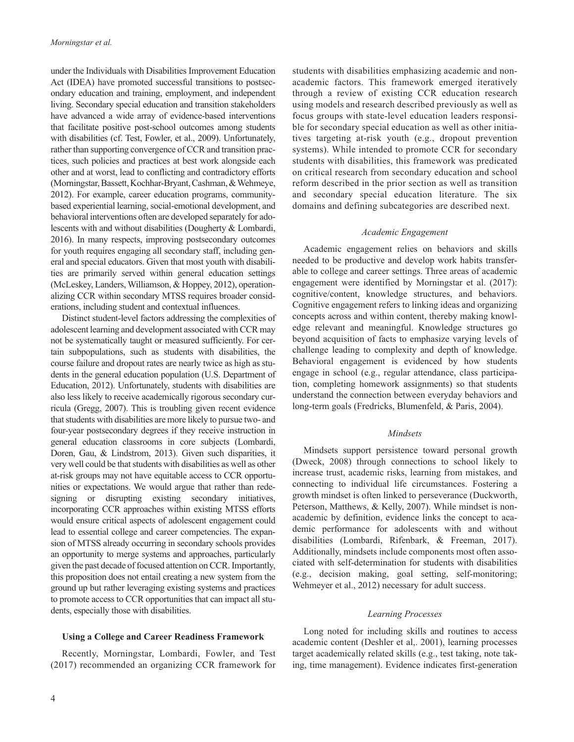under the Individuals with Disabilities Improvement Education Act (IDEA) have promoted successful transitions to postsecondary education and training, employment, and independent living. Secondary special education and transition stakeholders have advanced a wide array of evidence-based interventions that facilitate positive post-school outcomes among students with disabilities (cf. Test, Fowler, et al., 2009). Unfortunately, rather than supporting convergence of CCR and transition practices, such policies and practices at best work alongside each other and at worst, lead to conflicting and contradictory efforts (Morningstar, Bassett, Kochhar-Bryant, Cashman, & Wehmeye, 2012). For example, career education programs, community-based experiential learning, social-emotional development, and behavioral interventions often are developed separately for adolescents with and without disabilities (Dougherty & Lombardi, 2016). In many respects, improving postsecondary outcomes for youth requires engaging all secondary staff, including general and special educators. Given that most youth with disabilities are primarily served within general education settings (McLeskey, Landers, Williamson, & Hoppey, 2012), operationalizing CCR within secondary MTSS requires broader considerations, including student and contextual influences.

Distinct student-level factors addressing the complexities of adolescent learning and development associated with CCR may not be systematically taught or measured sufficiently. For certain subpopulations, such as students with disabilities, the course failure and dropout rates are nearly twice as high as students in the general education population (U.S. Department of Education, 2012). Unfortunately, students with disabilities are also less likely to receive academically rigorous secondary curricula (Gregg, 2007). This is troubling given recent evidence that students with disabilities are more likely to pursue two- and four-year postsecondary degrees if they receive instruction in general education classrooms in core subjects (Lombardi, Doren, Gau, & Lindstrom, 2013). Given such disparities, it very well could be that students with disabilities as well as other at-risk groups may not have equitable access to CCR opportunities or expectations. We would argue that rather than redesigning or disrupting existing secondary initiatives, incorporating CCR approaches within existing MTSS efforts would ensure critical aspects of adolescent engagement could lead to essential college and career competencies. The expansion of MTSS already occurring in secondary schools provides an opportunity to merge systems and approaches, particularly given the past decade of focused attention on CCR. Importantly, this proposition does not entail creating a new system from the ground up but rather leveraging existing systems and practices to promote access to CCR opportunities that can impact all students, especially those with disabilities.

## Using a College and Career Readiness Framework

Recently, Morningstar, Lombardi, Fowler, and Test (2017) recommended an organizing CCR framework for students with disabilities emphasizing academic and nonacademic factors. This framework emerged iteratively through a review of existing CCR education research using models and research described previously as well as focus groups with state-level education leaders responsible for secondary special education as well as other initiatives targeting at-risk youth (e.g., dropout prevention systems). While intended to promote CCR for secondary students with disabilities, this framework was predicated on critical research from secondary education and school reform described in the prior section as well as transition and secondary special education literature. The six domains and defining subcategories are described next.

### *Academic Engagement*

Academic engagement relies on behaviors and skills needed to be productive and develop work habits transferable to college and career settings. Three areas of academic engagement were identified by Morningstar et al. (2017): cognitive/content, knowledge structures, and behaviors. Cognitive engagement refers to linking ideas and organizing concepts across and within content, thereby making knowledge relevant and meaningful. Knowledge structures go beyond acquisition of facts to emphasize varying levels of challenge leading to complexity and depth of knowledge. Behavioral engagement is evidenced by how students engage in school (e.g., regular attendance, class participation, completing homework assignments) so that students understand the connection between everyday behaviors and long-term goals (Fredricks, Blumenfeld, & Paris, 2004).

### *Mindsets*

Mindsets support persistence toward personal growth (Dweck, 2008) through connections to school likely to increase trust, academic risks, learning from mistakes, and connecting to individual life circumstances. Fostering a growth mindset is often linked to perseverance (Duckworth, Peterson, Matthews, & Kelly, 2007). While mindset is nonacademic by definition, evidence links the concept to academic performance for adolescents with and without disabilities (Lombardi, Rifenbark, & Freeman, 2017). Additionally, mindsets include components most often associated with self-determination for students with disabilities (e.g., decision making, goal setting, self-monitoring; Wehmeyer et al., 2012) necessary for adult success.

### *Learning Processes*

Long noted for including skills and routines to access academic content (Deshler et al,. 2001), learning processes target academically related skills (e.g., test taking, note taking, time management). Evidence indicates first-generation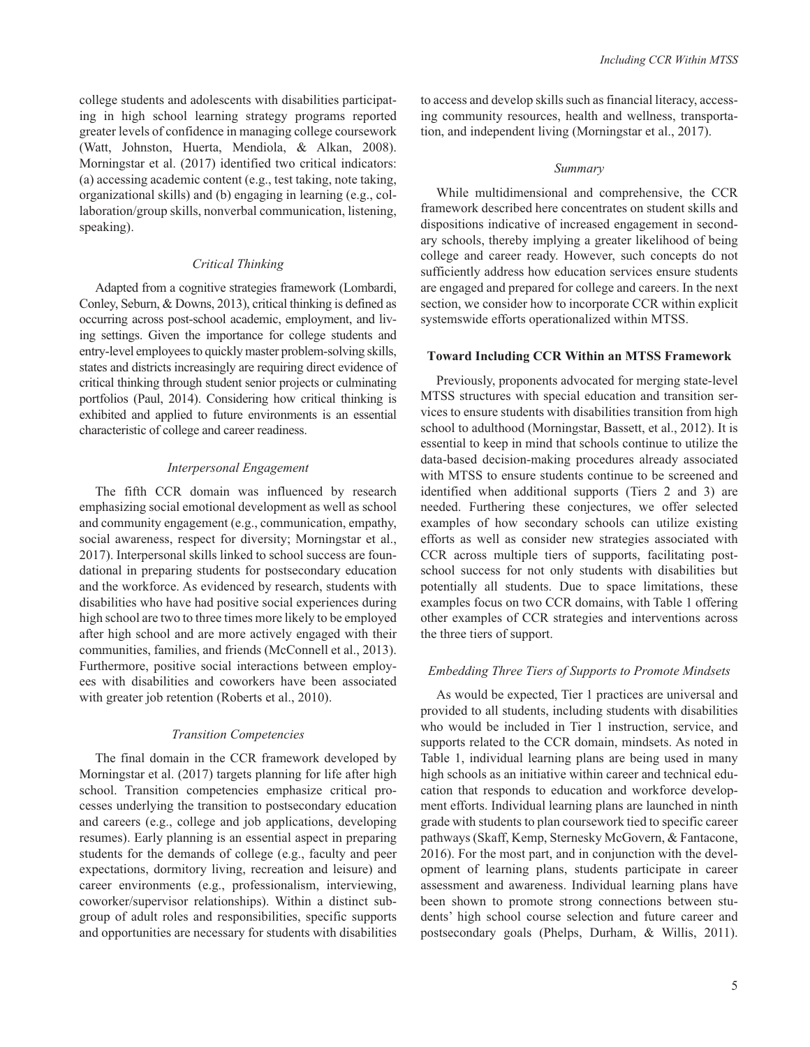college students and adolescents with disabilities participating in high school learning strategy programs reported greater levels of confidence in managing college coursework (Watt, Johnston, Huerta, Mendiola, & Alkan, 2008). Morningstar et al. (2017) identified two critical indicators: (a) accessing academic content (e.g., test taking, note taking, organizational skills) and (b) engaging in learning (e.g., collaboration/group skills, nonverbal communication, listening, speaking).

### *Critical Thinking*

Adapted from a cognitive strategies framework (Lombardi, Conley, Seburn, & Downs, 2013), critical thinking is defined as occurring across post-school academic, employment, and living settings. Given the importance for college students and entry-level employees to quickly master problem-solving skills, states and districts increasingly are requiring direct evidence of critical thinking through student senior projects or culminating portfolios (Paul, 2014). Considering how critical thinking is exhibited and applied to future environments is an essential characteristic of college and career readiness.

### *Interpersonal Engagement*

The fifth CCR domain was influenced by research emphasizing social emotional development as well as school and community engagement (e.g., communication, empathy, social awareness, respect for diversity; Morningstar et al., 2017). Interpersonal skills linked to school success are foundational in preparing students for postsecondary education and the workforce. As evidenced by research, students with disabilities who have had positive social experiences during high school are two to three times more likely to be employed after high school and are more actively engaged with their communities, families, and friends (McConnell et al., 2013). Furthermore, positive social interactions between employees with disabilities and coworkers have been associated with greater job retention (Roberts et al., 2010).

### *Transition Competencies*

The final domain in the CCR framework developed by Morningstar et al. (2017) targets planning for life after high school. Transition competencies emphasize critical processes underlying the transition to postsecondary education and careers (e.g., college and job applications, developing resumes). Early planning is an essential aspect in preparing students for the demands of college (e.g., faculty and peer expectations, dormitory living, recreation and leisure) and career environments (e.g., professionalism, interviewing, coworker/supervisor relationships). Within a distinct subgroup of adult roles and responsibilities, specific supports and opportunities are necessary for students with disabilities to access and develop skills such as financial literacy, accessing community resources, health and wellness, transportation, and independent living (Morningstar et al., 2017).

### *Summary*

While multidimensional and comprehensive, the CCR framework described here concentrates on student skills and dispositions indicative of increased engagement in secondary schools, thereby implying a greater likelihood of being college and career ready. However, such concepts do not sufficiently address how education services ensure students are engaged and prepared for college and careers. In the next section, we consider how to incorporate CCR within explicit systemswide efforts operationalized within MTSS.

## **Toward Including CCR Within an MTSS Framework**

Previously, proponents advocated for merging state-level MTSS structures with special education and transition services to ensure students with disabilities transition from high school to adulthood (Morningstar, Bassett, et al., 2012). It is essential to keep in mind that schools continue to utilize the data-based decision-making procedures already associated with MTSS to ensure students continue to be screened and identified when additional supports (Tiers 2 and 3) are needed. Furthering these conjectures, we offer selected examples of how secondary schools can utilize existing efforts as well as consider new strategies associated with CCR across multiple tiers of supports, facilitating post-school success for not only students with disabilities but potentially all students. Due to space limitations, these examples focus on two CCR domains, with Table 1 offering other examples of CCR strategies and interventions across the three tiers of support.

### *Embedding Three Tiers of Supports to Promote Mindsets*

As would be expected, Tier 1 practices are universal and provided to all students, including students with disabilities who would be included in Tier 1 instruction, service, and supports related to the CCR domain, mindsets. As noted in Table 1, individual learning plans are being used in many high schools as an initiative within career and technical education that responds to education and workforce development efforts. Individual learning plans are launched in ninth grade with students to plan coursework tied to specific career pathways (Skaff, Kemp, Sternesky McGovern, & Fantacone, 2016). For the most part, and in conjunction with the development of learning plans, students participate in career assessment and awareness. Individual learning plans have been shown to promote strong connections between students' high school course selection and future career and postsecondary goals (Phelps, Durham, & Willis, 2011).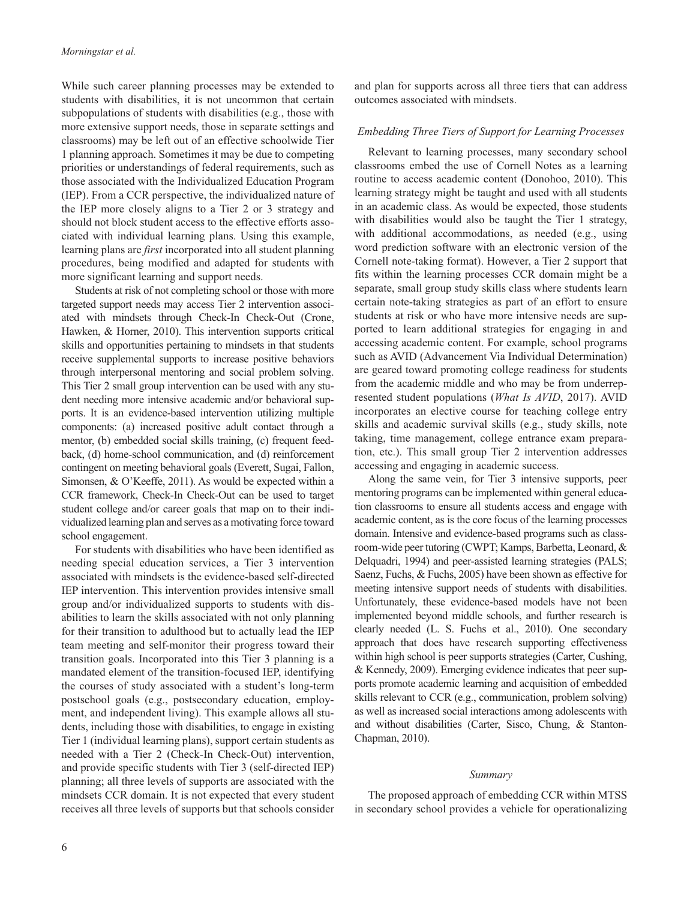While such career planning processes may be extended to students with disabilities, it is not uncommon that certain subpopulations of students with disabilities (e.g., those with more extensive support needs, those in separate settings and classrooms) may be left out of an effective schoolwide Tier 1 planning approach. Sometimes it may be due to competing priorities or understandings of federal requirements, such as those associated with the Individualized Education Program (IEP). From a CCR perspective, the individualized nature of the IEP more closely aligns to a Tier 2 or 3 strategy and should not block student access to the effective efforts associated with individual learning plans. Using this example, learning plans are *first* incorporated into all student planning procedures, being modified and adapted for students with more significant learning and support needs.

Students at risk of not completing school or those with more targeted support needs may access Tier 2 intervention associated with mindsets through Check-In Check-Out (Crone, Hawken, & Horner, 2010). This intervention supports critical skills and opportunities pertaining to mindsets in that students receive supplemental supports to increase positive behaviors through interpersonal mentoring and social problem solving. This Tier 2 small group intervention can be used with any student needing more intensive academic and/or behavioral supports. It is an evidence-based intervention utilizing multiple components: (a) increased positive adult contact through a mentor, (b) embedded social skills training, (c) frequent feedback, (d) home-school communication, and (e) reinforcement contingent on meeting behavioral goals (Everett, Sugai, Fallon, Simonsen, & O'Keeffe, 2011). As would be expected within a CCR framework, Check-In Check-Out can be used to target student college and/or career goals that map on to their individualized learning plan and serves as a motivating force toward school engagement.

For students with disabilities who have been identified as needing special education services, a Tier 3 intervention associated with mindsets is the evidence-based self-directed IEP intervention. This intervention provides intensive small group and/or individualized supports to students with disabilities to learn the skills associated with not only planning for their transition to adulthood but to actually lead the IEP team meeting and self-monitor their progress toward their transition goals. Incorporated into this Tier 3 planning is a mandated element of the transition-focused IEP, identifying the courses of study associated with a student's long-term postschool goals (e.g., postsecondary education, employment, and independent living). This example allows all students, including those with disabilities, to engage in existing Tier 1 (individual learning plans), support certain students as needed with a Tier 2 (Check-In Check-Out) intervention, and provide specific students with Tier 3 (self-directed IEP) planning; all three levels of supports are associated with the mindsets CCR domain. It is not expected that every student receives all three levels of supports but that schools consider and plan for supports across all three tiers that can address outcomes associated with mindsets.

### *Embedding Three Tiers of Support for Learning Processes*

Relevant to learning processes, many secondary school classrooms embed the use of Cornell Notes as a learning routine to access academic content (Donohoo, 2010). This learning strategy might be taught and used with all students in an academic class. As would be expected, those students with disabilities would also be taught the Tier 1 strategy, with additional accommodations, as needed (e.g., using word prediction software with an electronic version of the Cornell note-taking format). However, a Tier 2 support that fits within the learning processes CCR domain might be a separate, small group study skills class where students learn certain note-taking strategies as part of an effort to ensure students at risk or who have more intensive needs are supported to learn additional strategies for engaging in and accessing academic content. For example, school programs such as AVID (Advancement Via Individual Determination) are geared toward promoting college readiness for students from the academic middle and who may be from underrepresented student populations (*What Is AVID*, 2017). AVID incorporates an elective course for teaching college entry skills and academic survival skills (e.g., study skills, note taking, time management, college entrance exam preparation, etc.). This small group Tier 2 intervention addresses accessing and engaging in academic success.

Along the same vein, for Tier 3 intensive supports, peer mentoring programs can be implemented within general education classrooms to ensure all students access and engage with academic content, as is the core focus of the learning processes domain. Intensive and evidence-based programs such as classroom-wide peer tutoring (CWPT; Kamps, Barbetta, Leonard, & Delquadri, 1994) and peer-assisted learning strategies (PALS; Saenz, Fuchs, & Fuchs, 2005) have been shown as effective for meeting intensive support needs of students with disabilities. Unfortunately, these evidence-based models have not been implemented beyond middle schools, and further research is clearly needed (L. S. Fuchs et al., 2010). One secondary approach that does have research supporting effectiveness within high school is peer supports strategies (Carter, Cushing, & Kennedy, 2009). Emerging evidence indicates that peer supports promote academic learning and acquisition of embedded skills relevant to CCR (e.g., communication, problem solving) as well as increased social interactions among adolescents with and without disabilities (Carter, Sisco, Chung, & Stanton-Chapman, 2010).

## *Summary*

The proposed approach of embedding CCR within MTSS in secondary school provides a vehicle for operationalizing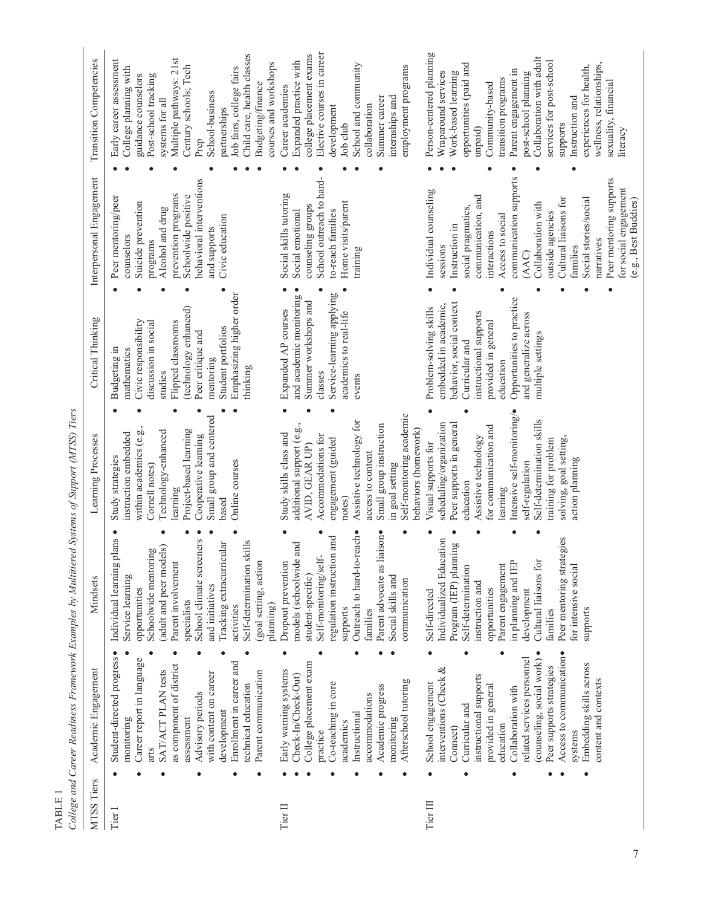TABLE 1

*College and Career Readiness Framework Examples by Multitiered Systems of Support (MTSS) Tiers*

| MTSS Tiers | Academic Engagement | Mindsets | Learning Processes | Critical Thinking | Interpersonal Engagement | Transition Competencies |
|---|---|---|---|---|---|---|
| Tier I | • Student-directed progress monitoring<br>• Career report in language arts<br>• SAT/ACT PLAN tests as component of district assessment<br>• Advisory periods with content on career development<br>• Enrollment in career and technical education<br>• Parent communication | • Individual learning plans<br>• Service learning opportunities<br>• Schoolwide mentoring (adult and peer models)<br>• Parent involvement specialists<br>• School climate screeners and initiatives<br>• Tracking extracurricular activities<br>• Self-determination skills (goal setting, action planning) | • Study strategies instruction embedded within academics (e.g., Cornell notes)<br>• Technology-enhanced learning<br>• Project-based learning<br>• Cooperative learning<br>• Small group and centered based<br>• Online courses | • Budgeting in mathematics<br>• Civic responsibility discussion in social studies<br>• Flipped classrooms (technology enhanced)<br>• Peer critique and mentoring<br>• Student portfolios<br>• Emphasizing higher order thinking | • Peer mentoring/peer counselors<br>• Suicide prevention programs<br>• Alcohol and drug prevention programs<br>• Schoolwide positive behavioral interventions and supports<br>• Civic education | • Early career assessment<br>• College planning with guidance counselors<br>• Post-school tracking systems for all<br>• Multiple pathways: 21st Century schools; Tech Prep<br>• School-business partnerships<br>• Job fairs, college fairs<br>• Child care, health classes<br>• Budgeting/finance courses and workshops |
| Tier II | • Early warning systems<br>• Check-In/Check-Out)<br>• College placement exam practice<br>• Co-teaching in core academics<br>• Instructional accommodations<br>• Academic progress monitoring<br>• Afterschool tutoring | • Dropout prevention models (schoolwide and student-specific)<br>• Self-monitoring/self-regulation instruction and supports<br>• Outreach to hard-to-reach families<br>• Parent advocate as liaison<br>• Social skills and communication | • Study skills class and additional support (e.g., AVID, GEAR UP)<br>• Accommodations for engagement (guided notes)<br>• Assistive technology for access to content<br>• Small group instruction in goal setting<br>• Self-monitoring academic behaviors (homework) | • Expanded AP courses and academic monitoring<br>• Summer workshops and classes<br>• Service-learning applying academics to real-life events | • Social skills tutoring<br>• Social emotional counseling groups<br>• School outreach to hard-to-reach families<br>• Home visits/parent training | • Career academies<br>• Expanded practice with college placement exams<br>• Elective courses in career development<br>• Job club<br>• School and community collaboration<br>• Summer career internships and employment programs |
| Tier III | • School engagement interventions (Check & Connect)<br>• Curricular and instructional supports provided in general education<br>• Collaboration with related services personnel (counseling, social work)<br>• Peer supports strategies<br>• Access to communication systems<br>• Embedding skills across content and contexts | • Self-directed Individualized Education Program (IEP) planning<br>• Self-determination instruction and opportunities<br>• Parent engagement in planning and IEP development<br>• Cultural liaisons for families<br>• Peer mentoring strategies for intensive social supports | • Visual supports for scheduling/organization<br>• Peer supports in general education<br>• Assistive technology for communication and learning<br>• Intensive self-monitoring/self-regulation<br>• Self-determination skills training for problem solving, goal setting, action planning | • Problem-solving skills embedded in academic, behavior, social context<br>• Curricular and instructional supports provided in general education<br>• Opportunities to practice and generalize across multiple settings | • Individual counseling sessions<br>• Instruction in social pragmatics, communication, and interactions<br>• Access to social communication supports (AAC)<br>• Collaboration with outside agencies<br>• Cultural liaisons for families<br>• Social stories/social narratives<br>• Peer mentoring supports for social engagement (e.g., Best Buddies) | • Person-centered planning<br>• Wraparound services<br>• Work-based learning opportunities (paid and unpaid)<br>• Community-based transition programs<br>• Parent engagement in post-school planning<br>• Collaboration with adult services for post-school supports<br>• Instruction and experiences for health, wellness, relationships, sexuality, financial literacy |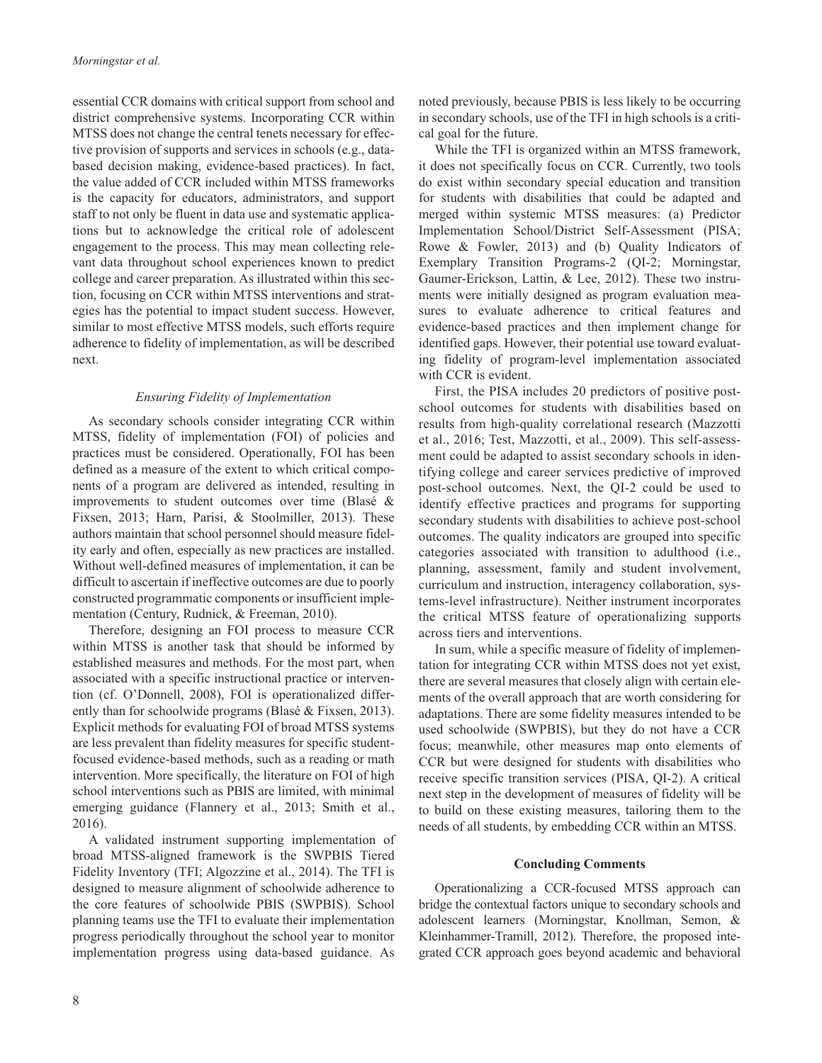essential CCR domains with critical support from school and district comprehensive systems. Incorporating CCR within MTSS does not change the central tenets necessary for effective provision of supports and services in schools (e.g., data-based decision making, evidence-based practices). In fact, the value added of CCR included within MTSS frameworks is the capacity for educators, administrators, and support staff to not only be fluent in data use and systematic applications but to acknowledge the critical role of adolescent engagement to the process. This may mean collecting relevant data throughout school experiences known to predict college and career preparation. As illustrated within this section, focusing on CCR within MTSS interventions and strategies has the potential to impact student success. However, similar to most effective MTSS models, such efforts require adherence to fidelity of implementation, as will be described next.

### *Ensuring Fidelity of Implementation*

As secondary schools consider integrating CCR within MTSS, fidelity of implementation (FOI) of policies and practices must be considered. Operationally, FOI has been defined as a measure of the extent to which critical components of a program are delivered as intended, resulting in improvements to student outcomes over time (Blasé & Fixsen, 2013; Harn, Parisi, & Stoolmiller, 2013). These authors maintain that school personnel should measure fidelity early and often, especially as new practices are installed. Without well-defined measures of implementation, it can be difficult to ascertain if ineffective outcomes are due to poorly constructed programmatic components or insufficient implementation (Century, Rudnick, & Freeman, 2010).

Therefore, designing an FOI process to measure CCR within MTSS is another task that should be informed by established measures and methods. For the most part, when associated with a specific instructional practice or intervention (cf. O'Donnell, 2008), FOI is operationalized differently than for schoolwide programs (Blasé & Fixsen, 2013). Explicit methods for evaluating FOI of broad MTSS systems are less prevalent than fidelity measures for specific student-focused evidence-based methods, such as a reading or math intervention. More specifically, the literature on FOI of high school interventions such as PBIS are limited, with minimal emerging guidance (Flannery et al., 2013; Smith et al., 2016).

A validated instrument supporting implementation of broad MTSS-aligned framework is the SWPBIS Tiered Fidelity Inventory (TFI; Algozzine et al., 2014). The TFI is designed to measure alignment of schoolwide adherence to the core features of schoolwide PBIS (SWPBIS). School planning teams use the TFI to evaluate their implementation progress periodically throughout the school year to monitor implementation progress using data-based guidance. As noted previously, because PBIS is less likely to be occurring in secondary schools, use of the TFI in high schools is a critical goal for the future.

While the TFI is organized within an MTSS framework, it does not specifically focus on CCR. Currently, two tools do exist within secondary special education and transition for students with disabilities that could be adapted and merged within systemic MTSS measures: (a) Predictor Implementation School/District Self-Assessment (PISA; Rowe & Fowler, 2013) and (b) Quality Indicators of Exemplary Transition Programs-2 (QI-2; Morningstar, Gaumer-Erickson, Lattin, & Lee, 2012). These two instruments were initially designed as program evaluation measures to evaluate adherence to critical features and evidence-based practices and then implement change for identified gaps. However, their potential use toward evaluating fidelity of program-level implementation associated with CCR is evident.

First, the PISA includes 20 predictors of positive post-school outcomes for students with disabilities based on results from high-quality correlational research (Mazzotti et al., 2016; Test, Mazzotti, et al., 2009). This self-assessment could be adapted to assist secondary schools in identifying college and career services predictive of improved post-school outcomes. Next, the QI-2 could be used to identify effective practices and programs for supporting secondary students with disabilities to achieve post-school outcomes. The quality indicators are grouped into specific categories associated with transition to adulthood (i.e., planning, assessment, family and student involvement, curriculum and instruction, interagency collaboration, systems-level infrastructure). Neither instrument incorporates the critical MTSS feature of operationalizing supports across tiers and interventions.

In sum, while a specific measure of fidelity of implementation for integrating CCR within MTSS does not yet exist, there are several measures that closely align with certain elements of the overall approach that are worth considering for adaptations. There are some fidelity measures intended to be used schoolwide (SWPBIS), but they do not have a CCR focus; meanwhile, other measures map onto elements of CCR but were designed for students with disabilities who receive specific transition services (PISA, QI-2). A critical next step in the development of measures of fidelity will be to build on these existing measures, tailoring them to the needs of all students, by embedding CCR within an MTSS.

## Concluding Comments

Operationalizing a CCR-focused MTSS approach can bridge the contextual factors unique to secondary schools and adolescent learners (Morningstar, Knollman, Semon, & Kleinhammer-Tramill, 2012). Therefore, the proposed integrated CCR approach goes beyond academic and behavioral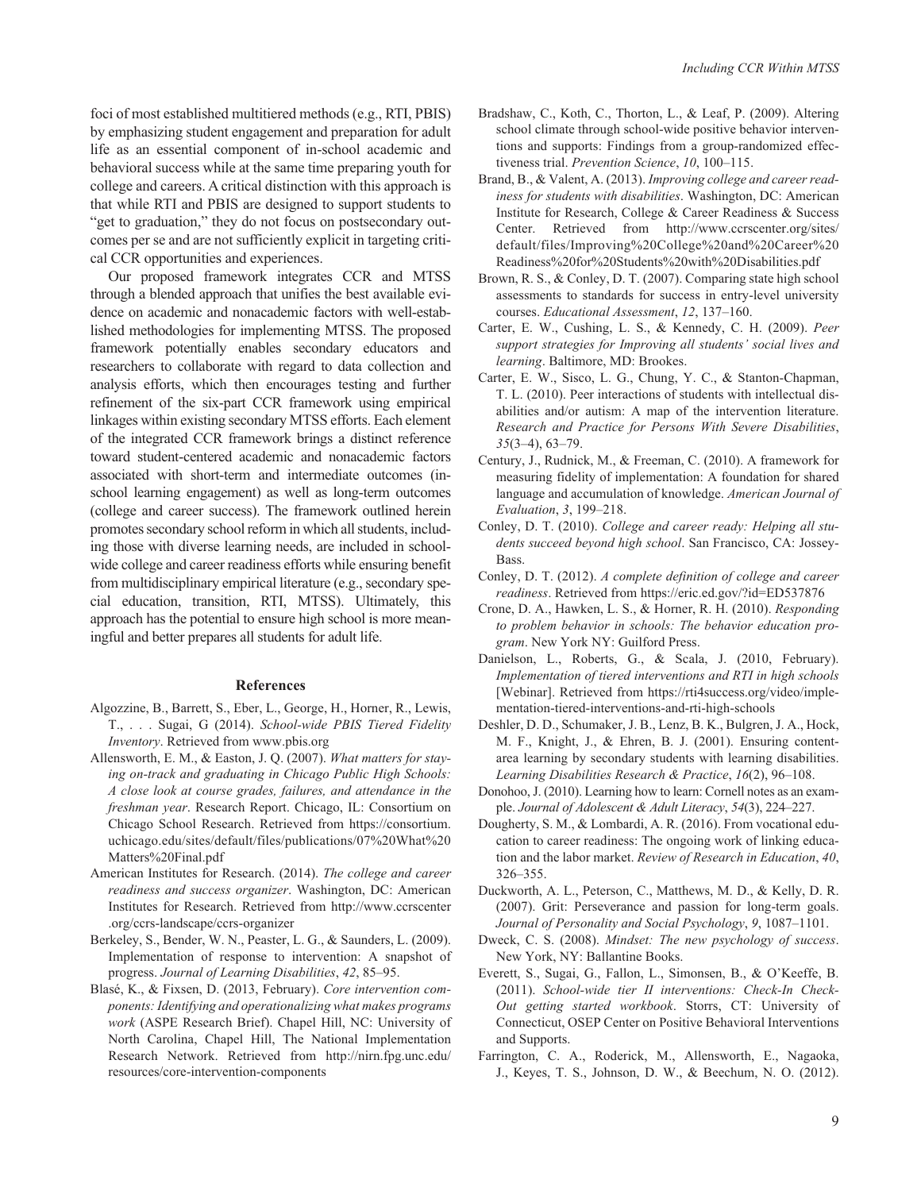foci of most established multitiered methods (e.g., RTI, PBIS) by emphasizing student engagement and preparation for adult life as an essential component of in-school academic and behavioral success while at the same time preparing youth for college and careers. A critical distinction with this approach is that while RTI and PBIS are designed to support students to "get to graduation," they do not focus on postsecondary outcomes per se and are not sufficiently explicit in targeting critical CCR opportunities and experiences.

Our proposed framework integrates CCR and MTSS through a blended approach that unifies the best available evidence on academic and nonacademic factors with well-established methodologies for implementing MTSS. The proposed framework potentially enables secondary educators and researchers to collaborate with regard to data collection and analysis efforts, which then encourages testing and further refinement of the six-part CCR framework using empirical linkages within existing secondary MTSS efforts. Each element of the integrated CCR framework brings a distinct reference toward student-centered academic and nonacademic factors associated with short-term and intermediate outcomes (in-school learning engagement) as well as long-term outcomes (college and career success). The framework outlined herein promotes secondary school reform in which all students, including those with diverse learning needs, are included in schoolwide college and career readiness efforts while ensuring benefit from multidisciplinary empirical literature (e.g., secondary special education, transition, RTI, MTSS). Ultimately, this approach has the potential to ensure high school is more meaningful and better prepares all students for adult life.

## References

Algozzine, B., Barrett, S., Eber, L., George, H., Horner, R., Lewis, T., . . . Sugai, G (2014). *School-wide PBIS Tiered Fidelity Inventory*. Retrieved from www.pbis.org

Allensworth, E. M., & Easton, J. Q. (2007). *What matters for staying on-track and graduating in Chicago Public High Schools: A close look at course grades, failures, and attendance in the freshman year*. Research Report. Chicago, IL: Consortium on Chicago School Research. Retrieved from https://consortium.uchicago.edu/sites/default/files/publications/07%20What%20Matters%20Final.pdf

American Institutes for Research. (2014). *The college and career readiness and success organizer*. Washington, DC: American Institutes for Research. Retrieved from http://www.ccrscenter.org/ccrs-landscape/ccrs-organizer

Berkeley, S., Bender, W. N., Peaster, L. G., & Saunders, L. (2009). Implementation of response to intervention: A snapshot of progress. *Journal of Learning Disabilities*, *42*, 85–95.

Blasé, K., & Fixsen, D. (2013, February). *Core intervention components: Identifying and operationalizing what makes programs work* (ASPE Research Brief). Chapel Hill, NC: University of North Carolina, Chapel Hill, The National Implementation Research Network. Retrieved from http://nirn.fpg.unc.edu/resources/core-intervention-components

Bradshaw, C., Koth, C., Thorton, L., & Leaf, P. (2009). Altering school climate through school-wide positive behavior interventions and supports: Findings from a group-randomized effectiveness trial. *Prevention Science*, *10*, 100–115.

Brand, B., & Valent, A. (2013). *Improving college and career readiness for students with disabilities*. Washington, DC: American Institute for Research, College & Career Readiness & Success Center. Retrieved from http://www.ccrscenter.org/sites/default/files/Improving%20College%20and%20Career%20Readiness%20for%20Students%20with%20Disabilities.pdf

Brown, R. S., & Conley, D. T. (2007). Comparing state high school assessments to standards for success in entry-level university courses. *Educational Assessment*, *12*, 137–160.

Carter, E. W., Cushing, L. S., & Kennedy, C. H. (2009). *Peer support strategies for Improving all students' social lives and learning*. Baltimore, MD: Brookes.

Carter, E. W., Sisco, L. G., Chung, Y. C., & Stanton-Chapman, T. L. (2010). Peer interactions of students with intellectual disabilities and/or autism: A map of the intervention literature. *Research and Practice for Persons With Severe Disabilities*, *35*(3–4), 63–79.

Century, J., Rudnick, M., & Freeman, C. (2010). A framework for measuring fidelity of implementation: A foundation for shared language and accumulation of knowledge. *American Journal of Evaluation*, *3*, 199–218.

Conley, D. T. (2010). *College and career ready: Helping all students succeed beyond high school*. San Francisco, CA: Jossey-Bass.

Conley, D. T. (2012). *A complete definition of college and career readiness*. Retrieved from https://eric.ed.gov/?id=ED537876

Crone, D. A., Hawken, L. S., & Horner, R. H. (2010). *Responding to problem behavior in schools: The behavior education program*. New York NY: Guilford Press.

Danielson, L., Roberts, G., & Scala, J. (2010, February). *Implementation of tiered interventions and RTI in high schools* [Webinar]. Retrieved from https://rti4success.org/video/implementation-tiered-interventions-and-rti-high-schools

Deshler, D. D., Schumaker, J. B., Lenz, B. K., Bulgren, J. A., Hock, M. F., Knight, J., & Ehren, B. J. (2001). Ensuring content-area learning by secondary students with learning disabilities. *Learning Disabilities Research & Practice*, *16*(2), 96–108.

Donohoo, J. (2010). Learning how to learn: Cornell notes as an example. *Journal of Adolescent & Adult Literacy*, *54*(3), 224–227.

Dougherty, S. M., & Lombardi, A. R. (2016). From vocational education to career readiness: The ongoing work of linking education and the labor market. *Review of Research in Education*, *40*, 326–355.

Duckworth, A. L., Peterson, C., Matthews, M. D., & Kelly, D. R. (2007). Grit: Perseverance and passion for long-term goals. *Journal of Personality and Social Psychology*, *9*, 1087–1101.

Dweck, C. S. (2008). *Mindset: The new psychology of success*. New York, NY: Ballantine Books.

Everett, S., Sugai, G., Fallon, L., Simonsen, B., & O'Keeffe, B. (2011). *School-wide tier II interventions: Check-In Check-Out getting started workbook*. Storrs, CT: University of Connecticut, OSEP Center on Positive Behavioral Interventions and Supports.

Farrington, C. A., Roderick, M., Allensworth, E., Nagaoka, J., Keyes, T. S., Johnson, D. W., & Beechum, N. O. (2012).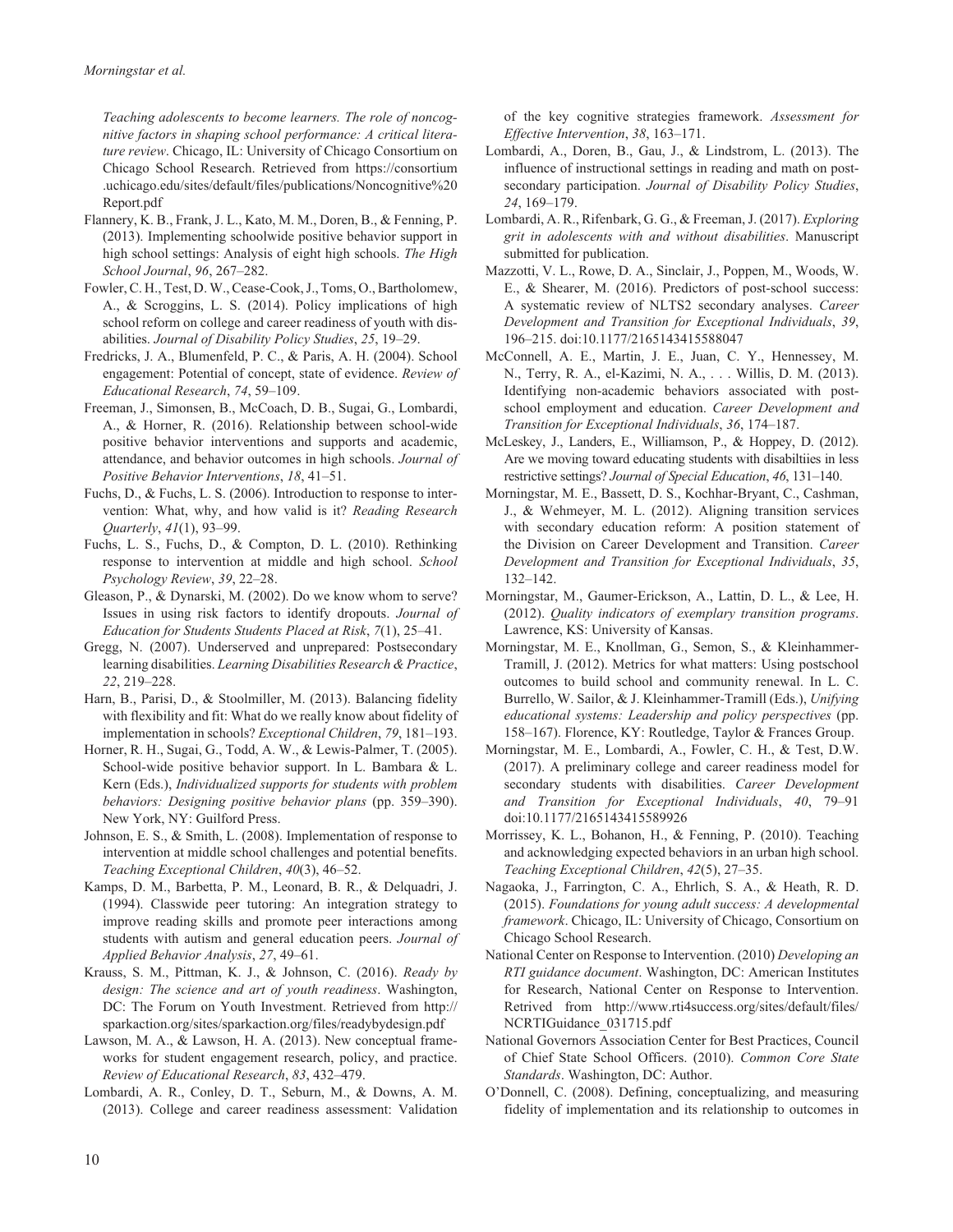*Teaching adolescents to become learners. The role of noncognitive factors in shaping school performance: A critical literature review*. Chicago, IL: University of Chicago Consortium on Chicago School Research. Retrieved from https://consortium.uchicago.edu/sites/default/files/publications/Noncognitive%20Report.pdf

Flannery, K. B., Frank, J. L., Kato, M. M., Doren, B., & Fenning, P. (2013). Implementing schoolwide positive behavior support in high school settings: Analysis of eight high schools. *The High School Journal*, *96*, 267–282.

Fowler, C. H., Test, D. W., Cease-Cook, J., Toms, O., Bartholomew, A., & Scroggins, L. S. (2014). Policy implications of high school reform on college and career readiness of youth with disabilities. *Journal of Disability Policy Studies*, *25*, 19–29.

Fredricks, J. A., Blumenfeld, P. C., & Paris, A. H. (2004). School engagement: Potential of concept, state of evidence. *Review of Educational Research*, *74*, 59–109.

Freeman, J., Simonsen, B., McCoach, D. B., Sugai, G., Lombardi, A., & Horner, R. (2016). Relationship between school-wide positive behavior interventions and supports and academic, attendance, and behavior outcomes in high schools. *Journal of Positive Behavior Interventions*, *18*, 41–51.

Fuchs, D., & Fuchs, L. S. (2006). Introduction to response to intervention: What, why, and how valid is it? *Reading Research Quarterly*, *41*(1), 93–99.

Fuchs, L. S., Fuchs, D., & Compton, D. L. (2010). Rethinking response to intervention at middle and high school. *School Psychology Review*, *39*, 22–28.

Gleason, P., & Dynarski, M. (2002). Do we know whom to serve? Issues in using risk factors to identify dropouts. *Journal of Education for Students Students Placed at Risk*, *7*(1), 25–41.

Gregg, N. (2007). Underserved and unprepared: Postsecondary learning disabilities. *Learning Disabilities Research & Practice*, *22*, 219–228.

Harn, B., Parisi, D., & Stoolmiller, M. (2013). Balancing fidelity with flexibility and fit: What do we really know about fidelity of implementation in schools? *Exceptional Children*, *79*, 181–193.

Horner, R. H., Sugai, G., Todd, A. W., & Lewis-Palmer, T. (2005). School-wide positive behavior support. In L. Bambara & L. Kern (Eds.), *Individualized supports for students with problem behaviors: Designing positive behavior plans* (pp. 359–390). New York, NY: Guilford Press.

Johnson, E. S., & Smith, L. (2008). Implementation of response to intervention at middle school challenges and potential benefits. *Teaching Exceptional Children*, *40*(3), 46–52.

Kamps, D. M., Barbetta, P. M., Leonard, B. R., & Delquadri, J. (1994). Classwide peer tutoring: An integration strategy to improve reading skills and promote peer interactions among students with autism and general education peers. *Journal of Applied Behavior Analysis*, *27*, 49–61.

Krauss, S. M., Pittman, K. J., & Johnson, C. (2016). *Ready by design: The science and art of youth readiness*. Washington, DC: The Forum on Youth Investment. Retrieved from http://sparkaction.org/sites/sparkaction.org/files/readybydesign.pdf

Lawson, M. A., & Lawson, H. A. (2013). New conceptual frameworks for student engagement research, policy, and practice. *Review of Educational Research*, *83*, 432–479.

Lombardi, A. R., Conley, D. T., Seburn, M., & Downs, A. M. (2013). College and career readiness assessment: Validation of the key cognitive strategies framework. *Assessment for Effective Intervention*, *38*, 163–171.

Lombardi, A., Doren, B., Gau, J., & Lindstrom, L. (2013). The influence of instructional settings in reading and math on postsecondary participation. *Journal of Disability Policy Studies*, *24*, 169–179.

Lombardi, A. R., Rifenbark, G. G., & Freeman, J. (2017). *Exploring grit in adolescents with and without disabilities*. Manuscript submitted for publication.

Mazzotti, V. L., Rowe, D. A., Sinclair, J., Poppen, M., Woods, W. E., & Shearer, M. (2016). Predictors of post-school success: A systematic review of NLTS2 secondary analyses. *Career Development and Transition for Exceptional Individuals*, *39*, 196–215. doi:10.1177/2165143415588047

McConnell, A. E., Martin, J. E., Juan, C. Y., Hennessey, M. N., Terry, R. A., el-Kazimi, N. A., . . . Willis, D. M. (2013). Identifying non-academic behaviors associated with post-school employment and education. *Career Development and Transition for Exceptional Individuals*, *36*, 174–187.

McLeskey, J., Landers, E., Williamson, P., & Hoppey, D. (2012). Are we moving toward educating students with disabiltiies in less restrictive settings? *Journal of Special Education*, *46*, 131–140.

Morningstar, M. E., Bassett, D. S., Kochhar-Bryant, C., Cashman, J., & Wehmeyer, M. L. (2012). Aligning transition services with secondary education reform: A position statement of the Division on Career Development and Transition. *Career Development and Transition for Exceptional Individuals*, *35*, 132–142.

Morningstar, M., Gaumer-Erickson, A., Lattin, D. L., & Lee, H. (2012). *Quality indicators of exemplary transition programs*. Lawrence, KS: University of Kansas.

Morningstar, M. E., Knollman, G., Semon, S., & Kleinhammer-Tramill, J. (2012). Metrics for what matters: Using postschool outcomes to build school and community renewal. In L. C. Burrello, W. Sailor, & J. Kleinhammer-Tramill (Eds.), *Unifying educational systems: Leadership and policy perspectives* (pp. 158–167). Florence, KY: Routledge, Taylor & Frances Group.

Morningstar, M. E., Lombardi, A., Fowler, C. H., & Test, D.W. (2017). A preliminary college and career readiness model for secondary students with disabilities. *Career Development and Transition for Exceptional Individuals*, *40*, 79–91 doi:10.1177/2165143415589926

Morrissey, K. L., Bohanon, H., & Fenning, P. (2010). Teaching and acknowledging expected behaviors in an urban high school. *Teaching Exceptional Children*, *42*(5), 27–35.

Nagaoka, J., Farrington, C. A., Ehrlich, S. A., & Heath, R. D. (2015). *Foundations for young adult success: A developmental framework*. Chicago, IL: University of Chicago, Consortium on Chicago School Research.

National Center on Response to Intervention. (2010) *Developing an RTI guidance document*. Washington, DC: American Institutes for Research, National Center on Response to Intervention. Retrived from http://www.rti4success.org/sites/default/files/NCRTIGuidance_031715.pdf

National Governors Association Center for Best Practices, Council of Chief State School Officers. (2010). *Common Core State Standards*. Washington, DC: Author.

O'Donnell, C. (2008). Defining, conceptualizing, and measuring fidelity of implementation and its relationship to outcomes in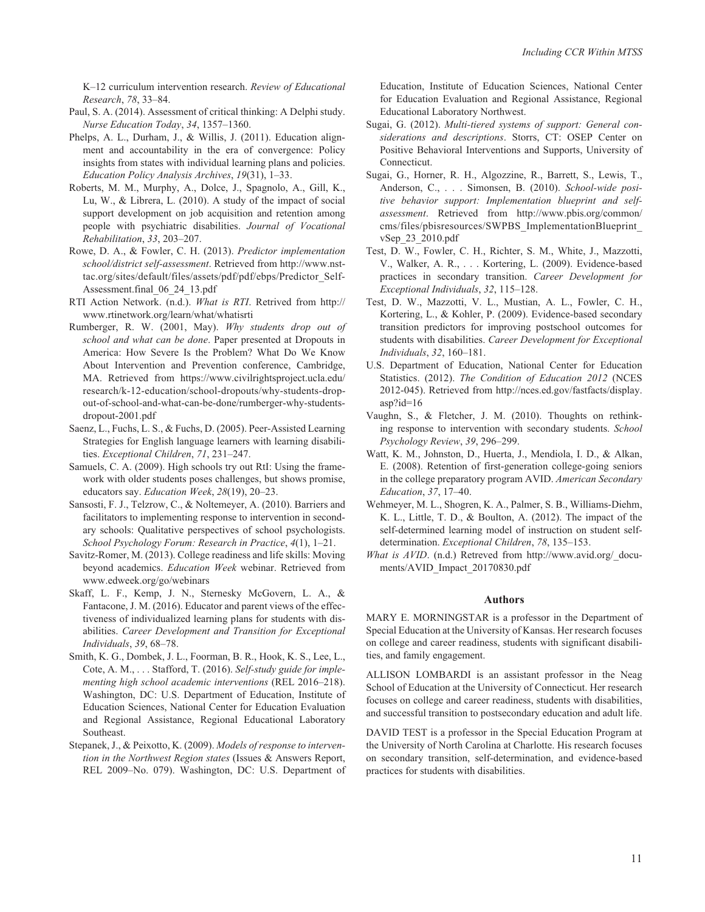K–12 curriculum intervention research. *Review of Educational Research*, *78*, 33–84.

Paul, S. A. (2014). Assessment of critical thinking: A Delphi study. *Nurse Education Today*, *34*, 1357–1360.

Phelps, A. L., Durham, J., & Willis, J. (2011). Education alignment and accountability in the era of convergence: Policy insights from states with individual learning plans and policies. *Education Policy Analysis Archives*, *19*(31), 1–33.

Roberts, M. M., Murphy, A., Dolce, J., Spagnolo, A., Gill, K., Lu, W., & Librera, L. (2010). A study of the impact of social support development on job acquisition and retention among people with psychiatric disabilities. *Journal of Vocational Rehabilitation*, *33*, 203–207.

Rowe, D. A., & Fowler, C. H. (2013). *Predictor implementation school/district self-assessment*. Retrieved from http://www.nsttac.org/sites/default/files/assets/pdf/pdf/ebps/Predictor_Self-Assessment.final_06_24_13.pdf

RTI Action Network. (n.d.). *What is RTI*. Retrived from http://www.rtinetwork.org/learn/what/whatisrti

Rumberger, R. W. (2001, May). *Why students drop out of school and what can be done*. Paper presented at Dropouts in America: How Severe Is the Problem? What Do We Know About Intervention and Prevention conference, Cambridge, MA. Retrieved from https://www.civilrightsproject.ucla.edu/research/k-12-education/school-dropouts/why-students-drop-out-of-school-and-what-can-be-done/rumberger-why-students-dropout-2001.pdf

Saenz, L., Fuchs, L. S., & Fuchs, D. (2005). Peer-Assisted Learning Strategies for English language learners with learning disabilities. *Exceptional Children*, *71*, 231–247.

Samuels, C. A. (2009). High schools try out RtI: Using the framework with older students poses challenges, but shows promise, educators say. *Education Week*, *28*(19), 20–23.

Sansosti, F. J., Telzrow, C., & Noltemeyer, A. (2010). Barriers and facilitators to implementing response to intervention in secondary schools: Qualitative perspectives of school psychologists. *School Psychology Forum: Research in Practice*, *4*(1), 1–21.

Savitz-Romer, M. (2013). College readiness and life skills: Moving beyond academics. *Education Week* webinar. Retrieved from www.edweek.org/go/webinars

Skaff, L. F., Kemp, J. N., Sternesky McGovern, L. A., & Fantacone, J. M. (2016). Educator and parent views of the effectiveness of individualized learning plans for students with disabilities. *Career Development and Transition for Exceptional Individuals*, *39*, 68–78.

Smith, K. G., Dombek, J. L., Foorman, B. R., Hook, K. S., Lee, L., Cote, A. M., . . . Stafford, T. (2016). *Self-study guide for implementing high school academic interventions* (REL 2016–218). Washington, DC: U.S. Department of Education, Institute of Education Sciences, National Center for Education Evaluation and Regional Assistance, Regional Educational Laboratory Southeast.

Stepanek, J., & Peixotto, K. (2009). *Models of response to intervention in the Northwest Region states* (Issues & Answers Report, REL 2009–No. 079). Washington, DC: U.S. Department of Education, Institute of Education Sciences, National Center for Education Evaluation and Regional Assistance, Regional Educational Laboratory Northwest.

Sugai, G. (2012). *Multi-tiered systems of support: General considerations and descriptions*. Storrs, CT: OSEP Center on Positive Behavioral Interventions and Supports, University of Connecticut.

Sugai, G., Horner, R. H., Algozzine, R., Barrett, S., Lewis, T., Anderson, C., . . . Simonsen, B. (2010). *School-wide positive behavior support: Implementation blueprint and self-assessment*. Retrieved from http://www.pbis.org/common/cms/files/pbisresources/SWPBS_ImplementationBlueprint_vSep_23_2010.pdf

Test, D. W., Fowler, C. H., Richter, S. M., White, J., Mazzotti, V., Walker, A. R., . . . Kortering, L. (2009). Evidence-based practices in secondary transition. *Career Development for Exceptional Individuals*, *32*, 115–128.

Test, D. W., Mazzotti, V. L., Mustian, A. L., Fowler, C. H., Kortering, L., & Kohler, P. (2009). Evidence-based secondary transition predictors for improving postschool outcomes for students with disabilities. *Career Development for Exceptional Individuals*, *32*, 160–181.

U.S. Department of Education, National Center for Education Statistics. (2012). *The Condition of Education 2012* (NCES 2012-045). Retrieved from http://nces.ed.gov/fastfacts/display.asp?id=16

Vaughn, S., & Fletcher, J. M. (2010). Thoughts on rethinking response to intervention with secondary students. *School Psychology Review*, *39*, 296–299.

Watt, K. M., Johnston, D., Huerta, J., Mendiola, I. D., & Alkan, E. (2008). Retention of first-generation college-going seniors in the college preparatory program AVID. *American Secondary Education*, *37*, 17–40.

Wehmeyer, M. L., Shogren, K. A., Palmer, S. B., Williams-Diehm, K. L., Little, T. D., & Boulton, A. (2012). The impact of the self-determined learning model of instruction on student self-determination. *Exceptional Children*, *78*, 135–153.

*What is AVID*. (n.d.) Retreved from http://www.avid.org/_documents/AVID_Impact_20170830.pdf

## Authors

MARY E. MORNINGSTAR is a professor in the Department of Special Education at the University of Kansas. Her research focuses on college and career readiness, students with significant disabilities, and family engagement.

ALLISON LOMBARDI is an assistant professor in the Neag School of Education at the University of Connecticut. Her research focuses on college and career readiness, students with disabilities, and successful transition to postsecondary education and adult life.

DAVID TEST is a professor in the Special Education Program at the University of North Carolina at Charlotte. His research focuses on secondary transition, self-determination, and evidence-based practices for students with disabilities.